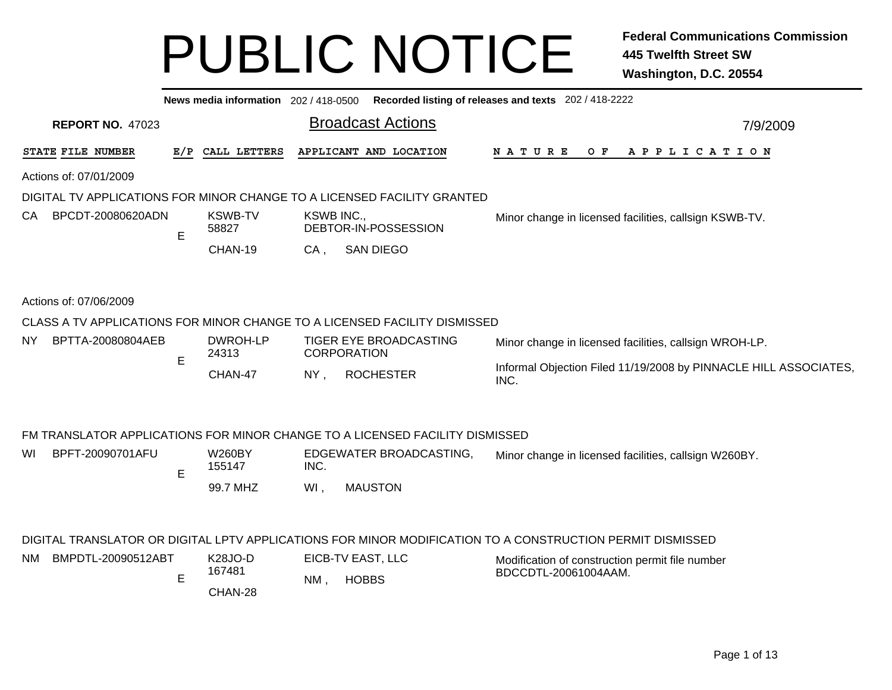# PUBLIC NOTICE

**Federal Communications Commission**
**445 Twelfth Street SW**
**Washington, D.C. 20554**

**News media information** 202 / 418-0500 **Recorded listing of releases and texts** 202 / 418-2222

**REPORT NO.** 47023

## Broadcast Actions

7/9/2009

| STATE | FILE NUMBER | E/P | CALL LETTERS | APPLICANT AND LOCATION | NATURE OF APPLICATION |
|---|---|---|---|---|---|

Actions of: 07/01/2009

DIGITAL TV APPLICATIONS FOR MINOR CHANGE TO A LICENSED FACILITY GRANTED

| STATE | FILE NUMBER | E/P | CALL LETTERS | APPLICANT AND LOCATION | NATURE OF APPLICATION |
|---|---|---|---|---|---|
| CA | BPCDT-20080620ADN | E | KSWB-TV 58827 CHAN-19 | KSWB INC., DEBTOR-IN-POSSESSION CA , SAN DIEGO | Minor change in licensed facilities, callsign KSWB-TV. |

Actions of: 07/06/2009

CLASS A TV APPLICATIONS FOR MINOR CHANGE TO A LICENSED FACILITY DISMISSED

| STATE | FILE NUMBER | E/P | CALL LETTERS | APPLICANT AND LOCATION | NATURE OF APPLICATION |
|---|---|---|---|---|---|
| NY | BPTTA-20080804AEB | E | DWROH-LP 24313 CHAN-47 | TIGER EYE BROADCASTING CORPORATION NY , ROCHESTER | Minor change in licensed facilities, callsign WROH-LP. Informal Objection Filed 11/19/2008 by PINNACLE HILL ASSOCIATES, INC. |

FM TRANSLATOR APPLICATIONS FOR MINOR CHANGE TO A LICENSED FACILITY DISMISSED

| STATE | FILE NUMBER | E/P | CALL LETTERS | APPLICANT AND LOCATION | NATURE OF APPLICATION |
|---|---|---|---|---|---|
| WI | BPFT-20090701AFU | E | W260BY 155147 99.7 MHZ | EDGEWATER BROADCASTING, INC. WI , MAUSTON | Minor change in licensed facilities, callsign W260BY. |

DIGITAL TRANSLATOR OR DIGITAL LPTV APPLICATIONS FOR MINOR MODIFICATION TO A CONSTRUCTION PERMIT DISMISSED

| STATE | FILE NUMBER | E/P | CALL LETTERS | APPLICANT AND LOCATION | NATURE OF APPLICATION |
|---|---|---|---|---|---|
| NM | BMPDTL-20090512ABT | E | K28JO-D 167481 CHAN-28 | EICB-TV EAST, LLC NM , HOBBS | Modification of construction permit file number BDCCDTL-20061004AAM. |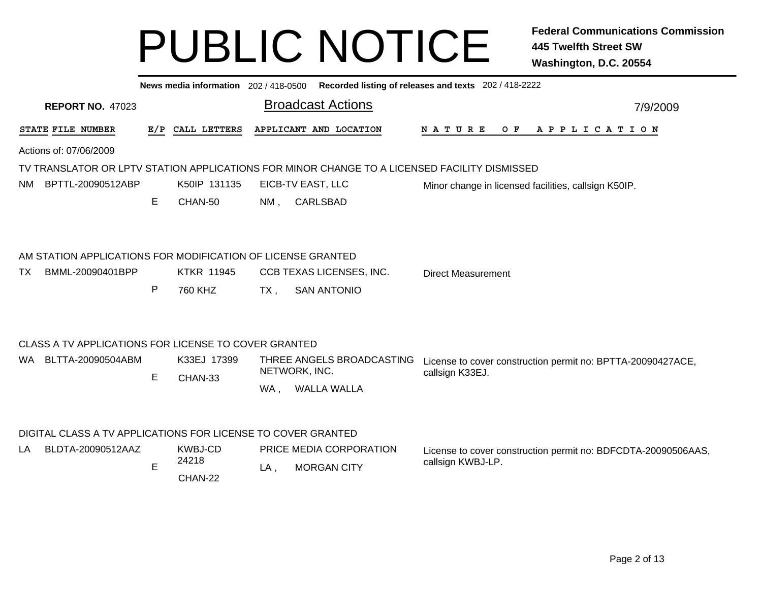# PUBLIC NOTICE

**Federal Communications Commission**
**445 Twelfth Street SW**
**Washington, D.C. 20554**

**News media information** 202 / 418-0500 **Recorded listing of releases and texts** 202 / 418-2222

**REPORT NO.** 47023

## Broadcast Actions

7/9/2009

| STATE | FILE NUMBER | E/P | CALL LETTERS | APPLICANT AND LOCATION | NATURE OF APPLICATION |
|---|---|---|---|---|---|

Actions of: 07/06/2009

### TV TRANSLATOR OR LPTV STATION APPLICATIONS FOR MINOR CHANGE TO A LICENSED FACILITY DISMISSED

| STATE | FILE NUMBER | E/P | CALL LETTERS | APPLICANT AND LOCATION | NATURE OF APPLICATION |
|---|---|---|---|---|---|
| NM | BPTTL-20090512ABP | E | K50IP 131135 CHAN-50 | EICB-TV EAST, LLC NM , CARLSBAD | Minor change in licensed facilities, callsign K50IP. |

### AM STATION APPLICATIONS FOR MODIFICATION OF LICENSE GRANTED

| STATE | FILE NUMBER | E/P | CALL LETTERS | APPLICANT AND LOCATION | NATURE OF APPLICATION |
|---|---|---|---|---|---|
| TX | BMML-20090401BPP | P | KTKR 11945 760 KHZ | CCB TEXAS LICENSES, INC. TX , SAN ANTONIO | Direct Measurement |

### CLASS A TV APPLICATIONS FOR LICENSE TO COVER GRANTED

| STATE | FILE NUMBER | E/P | CALL LETTERS | APPLICANT AND LOCATION | NATURE OF APPLICATION |
|---|---|---|---|---|---|
| WA | BLTTA-20090504ABM | E | K33EJ 17399 CHAN-33 | THREE ANGELS BROADCASTING NETWORK, INC. WA , WALLA WALLA | License to cover construction permit no: BPTTA-20090427ACE, callsign K33EJ. |

### DIGITAL CLASS A TV APPLICATIONS FOR LICENSE TO COVER GRANTED

| STATE | FILE NUMBER | E/P | CALL LETTERS | APPLICANT AND LOCATION | NATURE OF APPLICATION |
|---|---|---|---|---|---|
| LA | BLDTA-20090512AAZ | E | KWBJ-CD 24218 CHAN-22 | PRICE MEDIA CORPORATION LA , MORGAN CITY | License to cover construction permit no: BDFCDTA-20090506AAS, callsign KWBJ-LP. |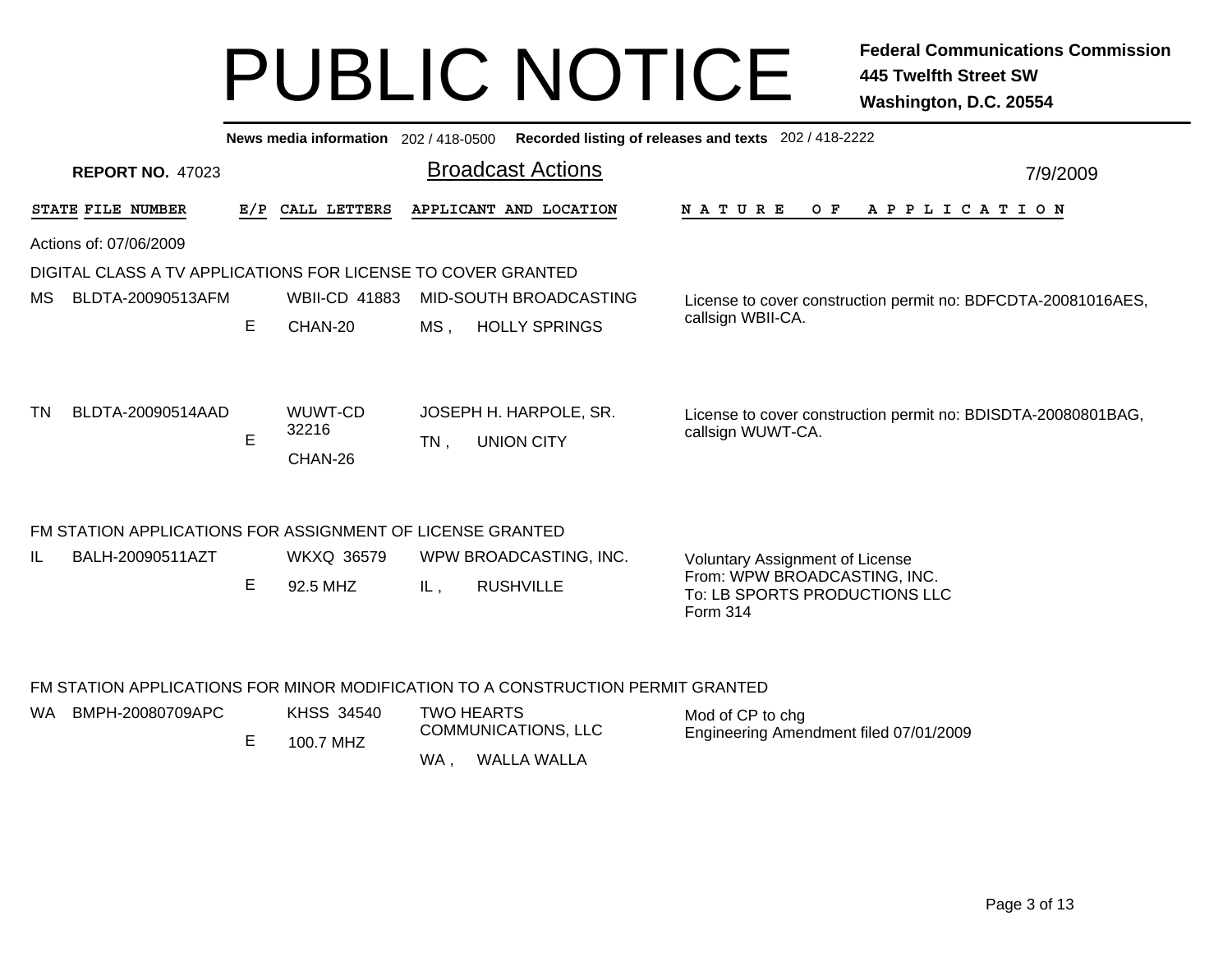# PUBLIC NOTICE

**Federal Communications Commission**
**445 Twelfth Street SW**
**Washington, D.C. 20554**

**News media information** 202 / 418-0500 **Recorded listing of releases and texts** 202 / 418-2222

**REPORT NO.** 47023

## Broadcast Actions

7/9/2009

| STATE | FILE NUMBER | E/P | CALL LETTERS | APPLICANT AND LOCATION | NATURE OF APPLICATION |
|---|---|---|---|---|---|

Actions of: 07/06/2009

DIGITAL CLASS A TV APPLICATIONS FOR LICENSE TO COVER GRANTED

| STATE | FILE NUMBER | E/P | CALL LETTERS | APPLICANT AND LOCATION | NATURE OF APPLICATION |
|---|---|---|---|---|---|
| MS | BLDTA-20090513AFM | E | WBII-CD 41883 CHAN-20 | MID-SOUTH BROADCASTING MS , HOLLY SPRINGS | License to cover construction permit no: BDFCDTA-20081016AES, callsign WBII-CA. |
| TN | BLDTA-20090514AAD | E | WUWT-CD 32216 CHAN-26 | JOSEPH H. HARPOLE, SR. TN , UNION CITY | License to cover construction permit no: BDISDTA-20080801BAG, callsign WUWT-CA. |

FM STATION APPLICATIONS FOR ASSIGNMENT OF LICENSE GRANTED

| STATE | FILE NUMBER | E/P | CALL LETTERS | APPLICANT AND LOCATION | NATURE OF APPLICATION |
|---|---|---|---|---|---|
| IL | BALH-20090511AZT | E | WKXQ 36579 92.5 MHZ | WPW BROADCASTING, INC. IL , RUSHVILLE | Voluntary Assignment of License From: WPW BROADCASTING, INC. To: LB SPORTS PRODUCTIONS LLC Form 314 |

FM STATION APPLICATIONS FOR MINOR MODIFICATION TO A CONSTRUCTION PERMIT GRANTED

| STATE | FILE NUMBER | E/P | CALL LETTERS | APPLICANT AND LOCATION | NATURE OF APPLICATION |
|---|---|---|---|---|---|
| WA | BMPH-20080709APC | E | KHSS 34540 100.7 MHZ | TWO HEARTS COMMUNICATIONS, LLC WA , WALLA WALLA | Mod of CP to chg Engineering Amendment filed 07/01/2009 |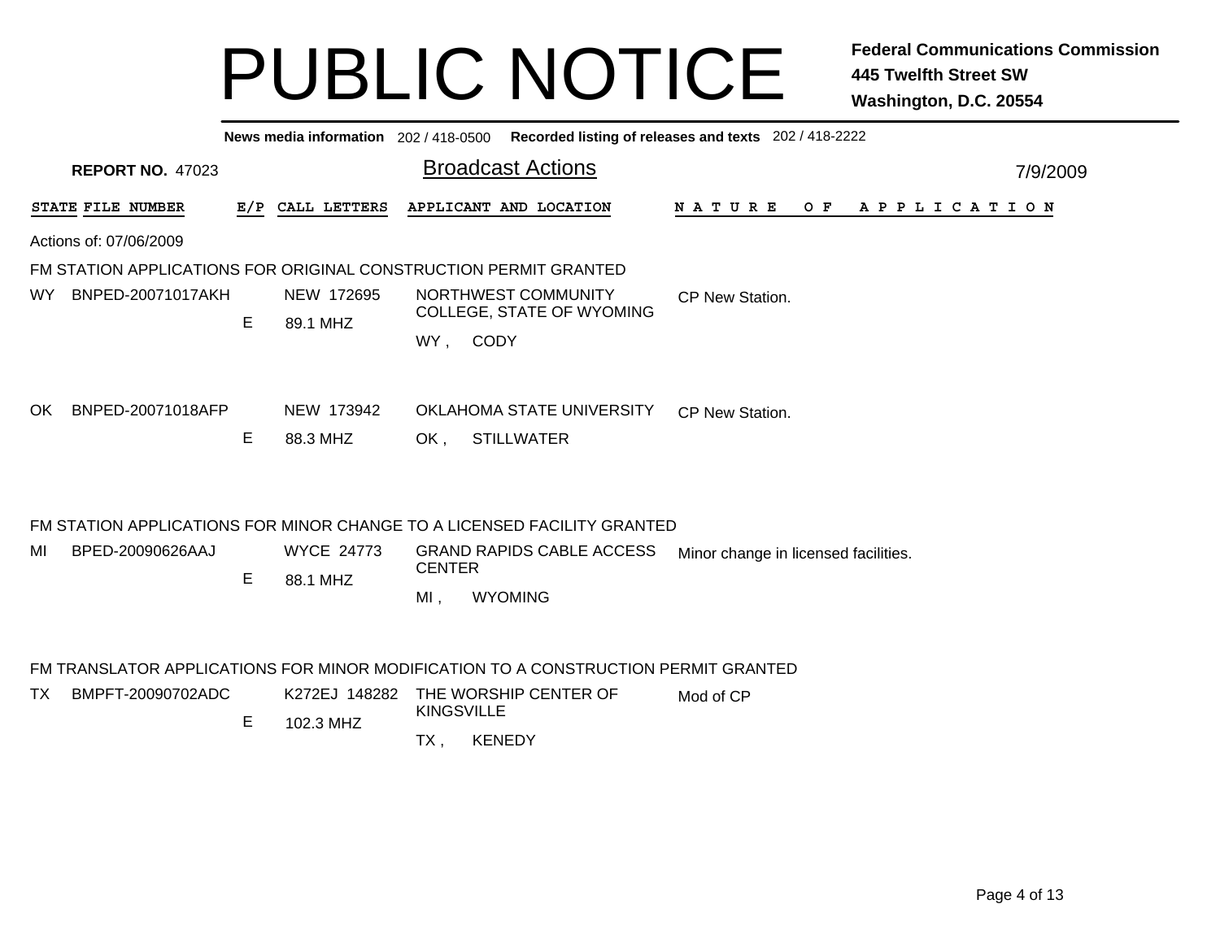# PUBLIC NOTICE

**Federal Communications Commission**
**445 Twelfth Street SW**
**Washington, D.C. 20554**

**News media information** 202 / 418-0500 **Recorded listing of releases and texts** 202 / 418-2222

**REPORT NO.** 47023

## Broadcast Actions

7/9/2009

| STATE | FILE NUMBER | E/P | CALL LETTERS | APPLICANT AND LOCATION | NATURE OF APPLICATION |
|---|---|---|---|---|---|

Actions of: 07/06/2009

### FM STATION APPLICATIONS FOR ORIGINAL CONSTRUCTION PERMIT GRANTED

| STATE | FILE NUMBER | E/P | CALL LETTERS | APPLICANT AND LOCATION | NATURE OF APPLICATION |
|---|---|---|---|---|---|
| WY | BNPED-20071017AKH | E | NEW 172695<br>89.1 MHZ | NORTHWEST COMMUNITY COLLEGE, STATE OF WYOMING<br>WY , CODY | CP New Station. |
| OK | BNPED-20071018AFP | E | NEW 173942<br>88.3 MHZ | OKLAHOMA STATE UNIVERSITY<br>OK , STILLWATER | CP New Station. |

### FM STATION APPLICATIONS FOR MINOR CHANGE TO A LICENSED FACILITY GRANTED

| STATE | FILE NUMBER | E/P | CALL LETTERS | APPLICANT AND LOCATION | NATURE OF APPLICATION |
|---|---|---|---|---|---|
| MI | BPED-20090626AAJ | E | WYCE 24773<br>88.1 MHZ | GRAND RAPIDS CABLE ACCESS CENTER<br>MI , WYOMING | Minor change in licensed facilities. |

### FM TRANSLATOR APPLICATIONS FOR MINOR MODIFICATION TO A CONSTRUCTION PERMIT GRANTED

| STATE | FILE NUMBER | E/P | CALL LETTERS | APPLICANT AND LOCATION | NATURE OF APPLICATION |
|---|---|---|---|---|---|
| TX | BMPFT-20090702ADC | E | K272EJ 148282<br>102.3 MHZ | THE WORSHIP CENTER OF KINGSVILLE<br>TX , KENEDY | Mod of CP |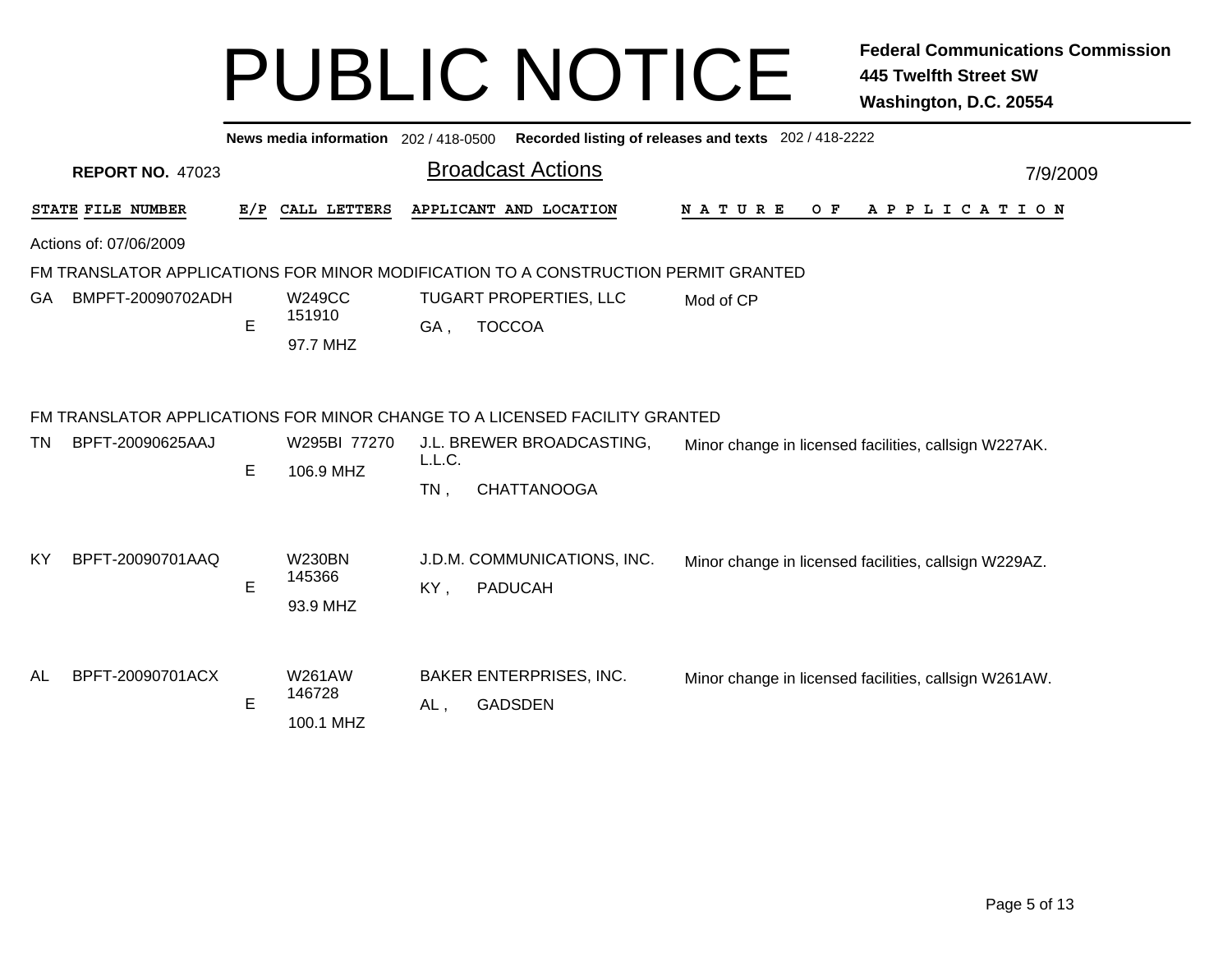# PUBLIC NOTICE

**Federal Communications Commission**
**445 Twelfth Street SW**
**Washington, D.C. 20554**

**News media information** 202 / 418-0500 **Recorded listing of releases and texts** 202 / 418-2222

**REPORT NO.** 47023

## Broadcast Actions

7/9/2009

Actions of: 07/06/2009

### FM TRANSLATOR APPLICATIONS FOR MINOR MODIFICATION TO A CONSTRUCTION PERMIT GRANTED

| STATE | FILE NUMBER | E/P | CALL LETTERS | APPLICANT AND LOCATION | NATURE OF APPLICATION |
|---|---|---|---|---|---|
| GA | BMPFT-20090702ADH | E | W249CC 151910 97.7 MHZ | TUGART PROPERTIES, LLC GA , TOCCOA | Mod of CP |

### FM TRANSLATOR APPLICATIONS FOR MINOR CHANGE TO A LICENSED FACILITY GRANTED

| STATE | FILE NUMBER | E/P | CALL LETTERS | APPLICANT AND LOCATION | NATURE OF APPLICATION |
|---|---|---|---|---|---|
| TN | BPFT-20090625AAJ | E | W295BI 77270 106.9 MHZ | J.L. BREWER BROADCASTING, L.L.C. TN , CHATTANOOGA | Minor change in licensed facilities, callsign W227AK. |
| KY | BPFT-20090701AAQ | E | W230BN 145366 93.9 MHZ | J.D.M. COMMUNICATIONS, INC. KY , PADUCAH | Minor change in licensed facilities, callsign W229AZ. |
| AL | BPFT-20090701ACX | E | W261AW 146728 100.1 MHZ | BAKER ENTERPRISES, INC. AL , GADSDEN | Minor change in licensed facilities, callsign W261AW. |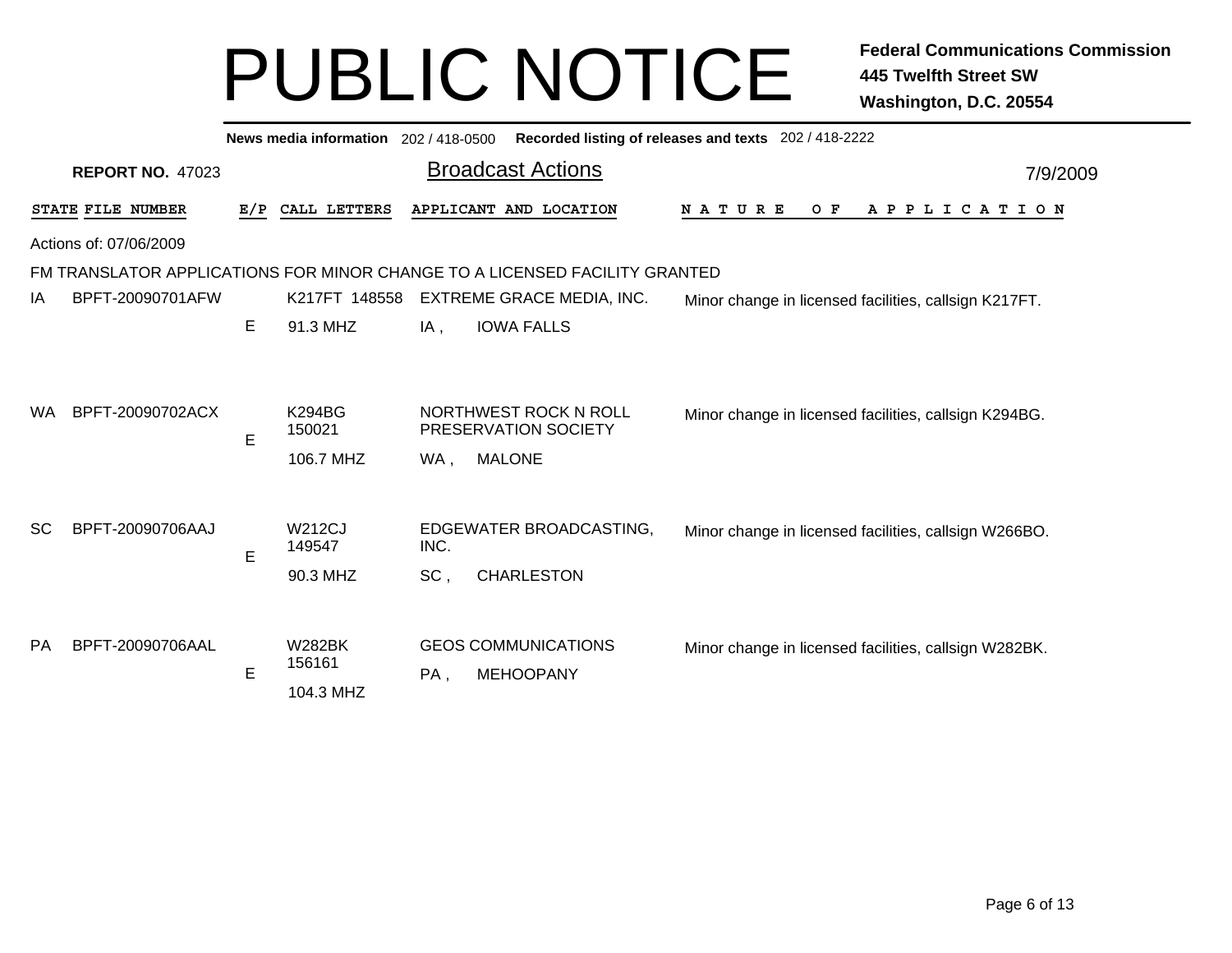# PUBLIC NOTICE

**Federal Communications Commission**
**445 Twelfth Street SW**
**Washington, D.C. 20554**

**News media information** 202 / 418-0500 **Recorded listing of releases and texts** 202 / 418-2222

**REPORT NO.** 47023

## Broadcast Actions

7/9/2009

| STATE | FILE NUMBER | E/P | CALL LETTERS | APPLICANT AND LOCATION | NATURE OF APPLICATION |
|---|---|---|---|---|---|

Actions of: 07/06/2009

FM TRANSLATOR APPLICATIONS FOR MINOR CHANGE TO A LICENSED FACILITY GRANTED

| STATE | FILE NUMBER | E/P | CALL LETTERS | APPLICANT AND LOCATION | NATURE OF APPLICATION |
|---|---|---|---|---|---|
| IA | BPFT-20090701AFW | E | K217FT 148558<br>91.3 MHZ | EXTREME GRACE MEDIA, INC.<br>IA , IOWA FALLS | Minor change in licensed facilities, callsign K217FT. |
| WA | BPFT-20090702ACX | E | K294BG<br>150021<br>106.7 MHZ | NORTHWEST ROCK N ROLL PRESERVATION SOCIETY<br>WA , MALONE | Minor change in licensed facilities, callsign K294BG. |
| SC | BPFT-20090706AAJ | E | W212CJ<br>149547<br>90.3 MHZ | EDGEWATER BROADCASTING, INC.<br>SC , CHARLESTON | Minor change in licensed facilities, callsign W266BO. |
| PA | BPFT-20090706AAL | E | W282BK<br>156161<br>104.3 MHZ | GEOS COMMUNICATIONS<br>PA , MEHOOPANY | Minor change in licensed facilities, callsign W282BK. |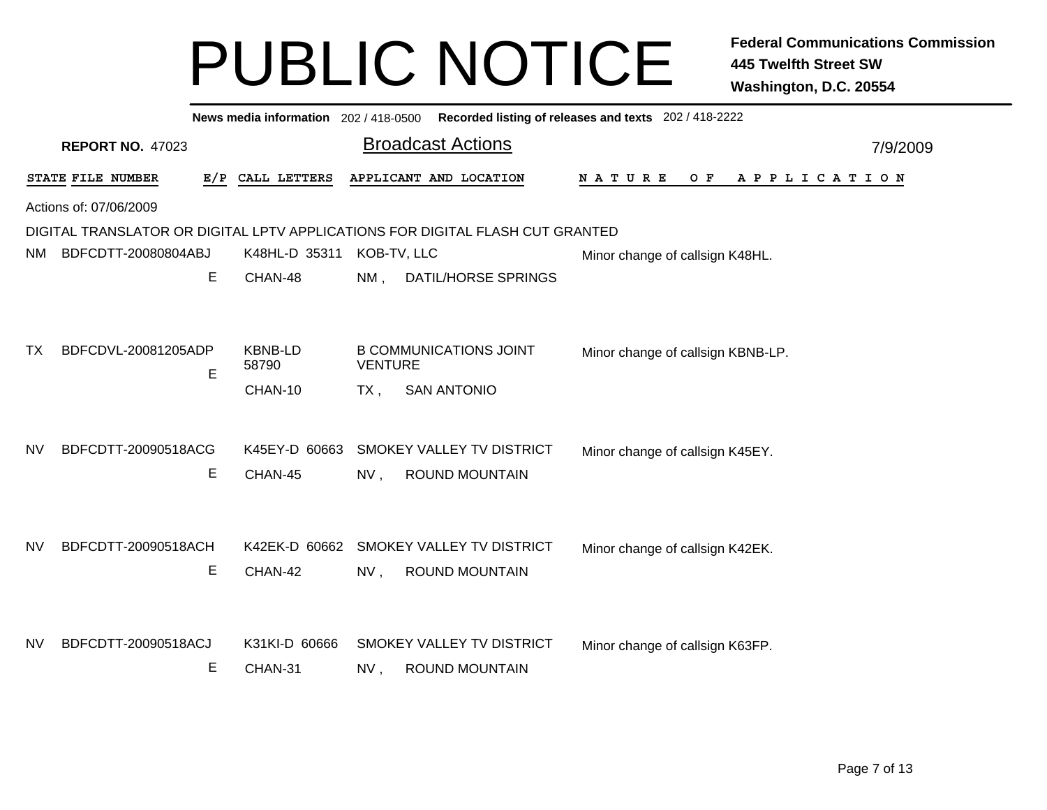# PUBLIC NOTICE

**Federal Communications Commission**
**445 Twelfth Street SW**
**Washington, D.C. 20554**

**News media information** 202 / 418-0500 **Recorded listing of releases and texts** 202 / 418-2222

**REPORT NO.** 47023

## Broadcast Actions

7/9/2009

| STATE | FILE NUMBER | E/P | CALL LETTERS | APPLICANT AND LOCATION | NATURE OF APPLICATION |
|---|---|---|---|---|---|

Actions of: 07/06/2009

DIGITAL TRANSLATOR OR DIGITAL LPTV APPLICATIONS FOR DIGITAL FLASH CUT GRANTED

| STATE | FILE NUMBER | E/P | CALL LETTERS | APPLICANT AND LOCATION | NATURE OF APPLICATION |
|---|---|---|---|---|---|
| NM | BDFCDTT-20080804ABJ | E | K48HL-D 35311 CHAN-48 | KOB-TV, LLC NM , DATIL/HORSE SPRINGS | Minor change of callsign K48HL. |
| TX | BDFCDVL-20081205ADP | E | KBNB-LD 58790 CHAN-10 | B COMMUNICATIONS JOINT VENTURE TX , SAN ANTONIO | Minor change of callsign KBNB-LP. |
| NV | BDFCDTT-20090518ACG | E | K45EY-D 60663 CHAN-45 | SMOKEY VALLEY TV DISTRICT NV , ROUND MOUNTAIN | Minor change of callsign K45EY. |
| NV | BDFCDTT-20090518ACH | E | K42EK-D 60662 CHAN-42 | SMOKEY VALLEY TV DISTRICT NV , ROUND MOUNTAIN | Minor change of callsign K42EK. |
| NV | BDFCDTT-20090518ACJ | E | K31KI-D 60666 CHAN-31 | SMOKEY VALLEY TV DISTRICT NV , ROUND MOUNTAIN | Minor change of callsign K63FP. |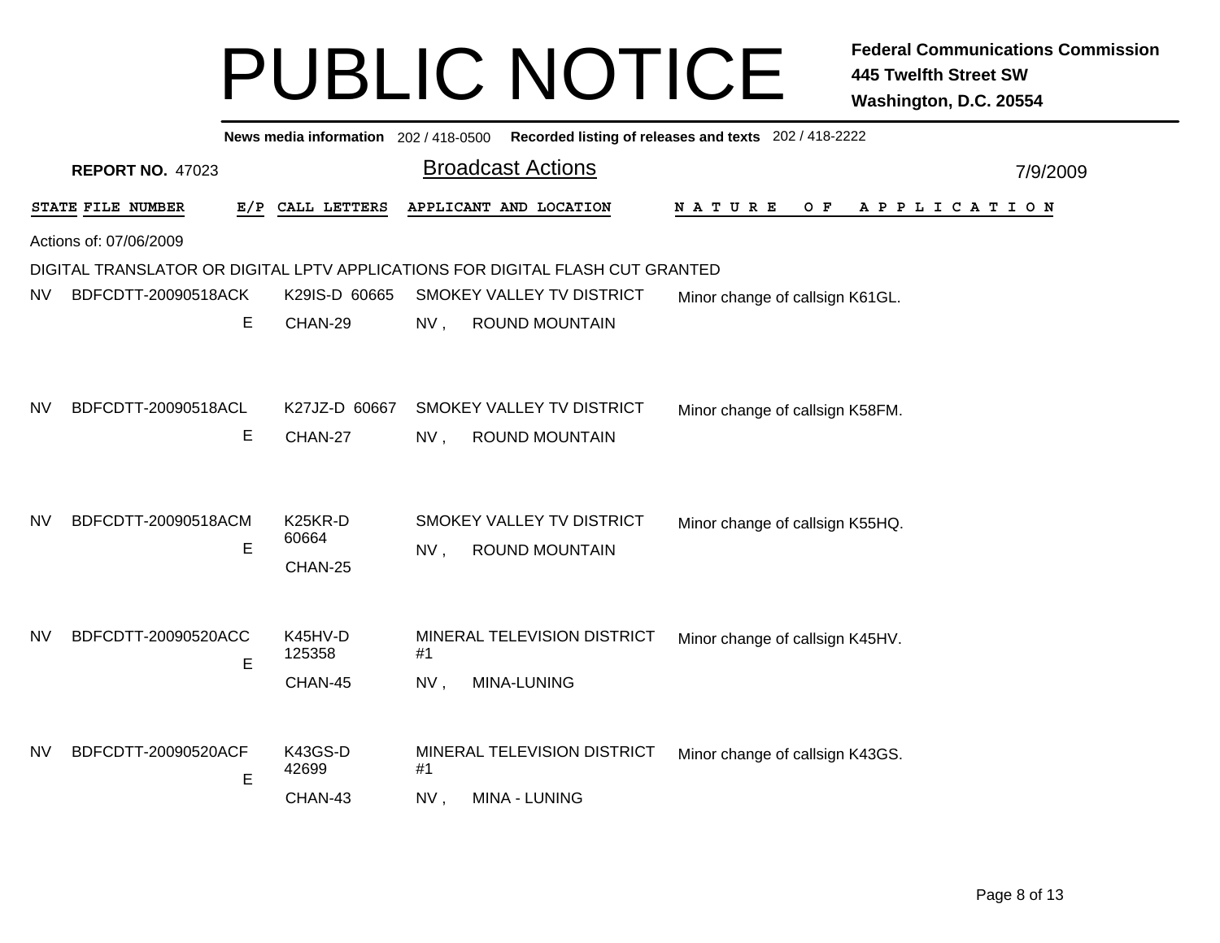# PUBLIC NOTICE

**Federal Communications Commission**
**445 Twelfth Street SW**
**Washington, D.C. 20554**

**News media information** 202 / 418-0500 **Recorded listing of releases and texts** 202 / 418-2222

**REPORT NO.** 47023

## Broadcast Actions

7/9/2009

| STATE | FILE NUMBER | E/P | CALL LETTERS | APPLICANT AND LOCATION | NATURE OF APPLICATION |
|---|---|---|---|---|---|

Actions of: 07/06/2009

DIGITAL TRANSLATOR OR DIGITAL LPTV APPLICATIONS FOR DIGITAL FLASH CUT GRANTED

| STATE | FILE NUMBER | E/P | CALL LETTERS | APPLICANT AND LOCATION | NATURE OF APPLICATION |
|---|---|---|---|---|---|
| NV | BDFCDTT-20090518ACK | E | K29IS-D 60665 CHAN-29 | SMOKEY VALLEY TV DISTRICT NV , ROUND MOUNTAIN | Minor change of callsign K61GL. |
| NV | BDFCDTT-20090518ACL | E | K27JZ-D 60667 CHAN-27 | SMOKEY VALLEY TV DISTRICT NV , ROUND MOUNTAIN | Minor change of callsign K58FM. |
| NV | BDFCDTT-20090518ACM | E | K25KR-D 60664 CHAN-25 | SMOKEY VALLEY TV DISTRICT NV , ROUND MOUNTAIN | Minor change of callsign K55HQ. |
| NV | BDFCDTT-20090520ACC | E | K45HV-D 125358 CHAN-45 | MINERAL TELEVISION DISTRICT #1 NV , MINA-LUNING | Minor change of callsign K45HV. |
| NV | BDFCDTT-20090520ACF | E | K43GS-D 42699 CHAN-43 | MINERAL TELEVISION DISTRICT #1 NV , MINA - LUNING | Minor change of callsign K43GS. |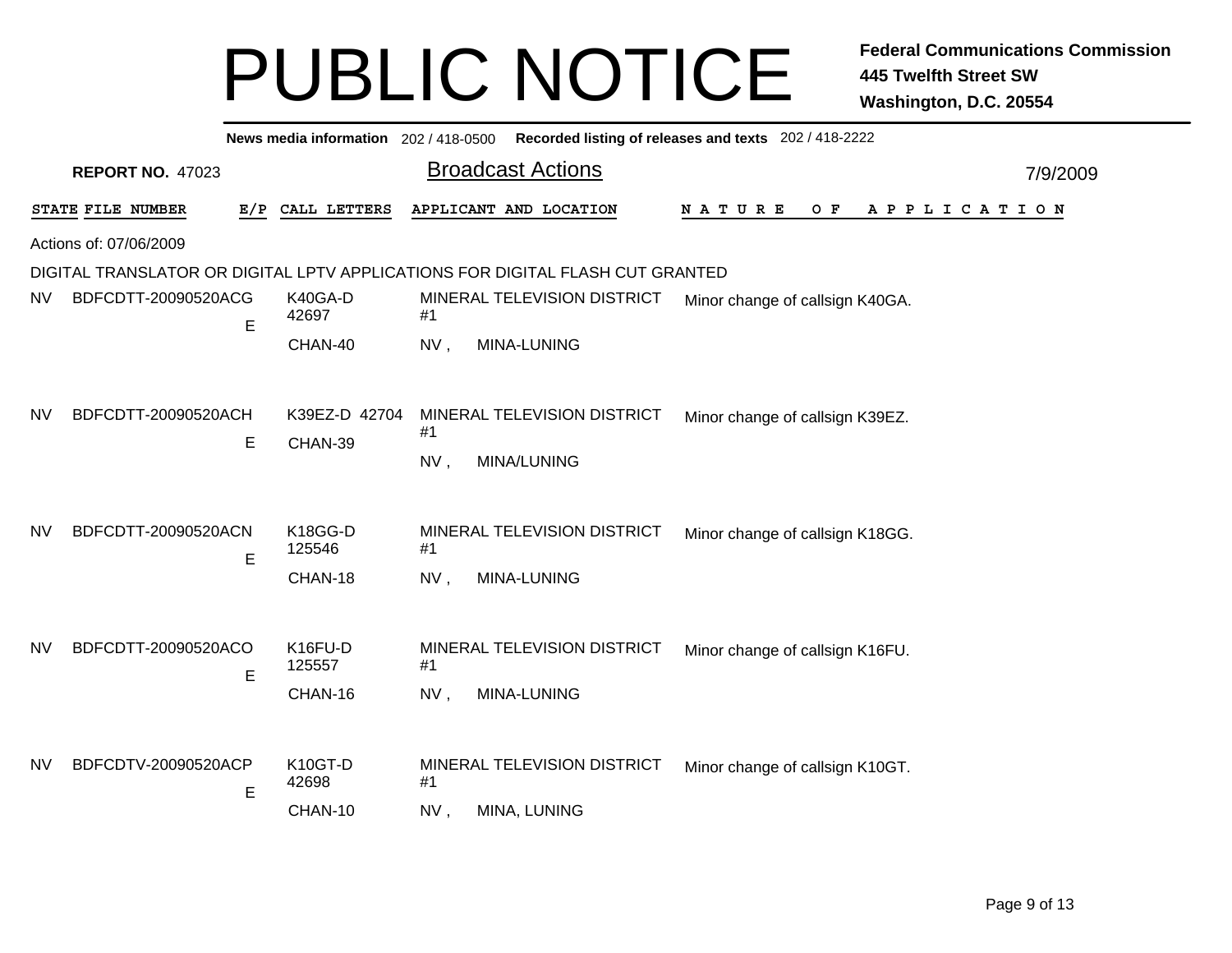# PUBLIC NOTICE

**Federal Communications Commission**
**445 Twelfth Street SW**
**Washington, D.C. 20554**

**News media information** 202 / 418-0500 **Recorded listing of releases and texts** 202 / 418-2222

**REPORT NO.** 47023

## Broadcast Actions

7/9/2009

Actions of: 07/06/2009

DIGITAL TRANSLATOR OR DIGITAL LPTV APPLICATIONS FOR DIGITAL FLASH CUT GRANTED

| STATE | FILE NUMBER | E/P | CALL LETTERS | APPLICANT AND LOCATION | NATURE OF APPLICATION |
|---|---|---|---|---|---|
| NV | BDFCDTT-20090520ACG | E | K40GA-D 42697 CHAN-40 | MINERAL TELEVISION DISTRICT #1 NV , MINA-LUNING | Minor change of callsign K40GA. |
| NV | BDFCDTT-20090520ACH | E | K39EZ-D 42704 CHAN-39 | MINERAL TELEVISION DISTRICT #1 NV , MINA/LUNING | Minor change of callsign K39EZ. |
| NV | BDFCDTT-20090520ACN | E | K18GG-D 125546 CHAN-18 | MINERAL TELEVISION DISTRICT #1 NV , MINA-LUNING | Minor change of callsign K18GG. |
| NV | BDFCDTT-20090520ACO | E | K16FU-D 125557 CHAN-16 | MINERAL TELEVISION DISTRICT #1 NV , MINA-LUNING | Minor change of callsign K16FU. |
| NV | BDFCDTV-20090520ACP | E | K10GT-D 42698 CHAN-10 | MINERAL TELEVISION DISTRICT #1 NV , MINA, LUNING | Minor change of callsign K10GT. |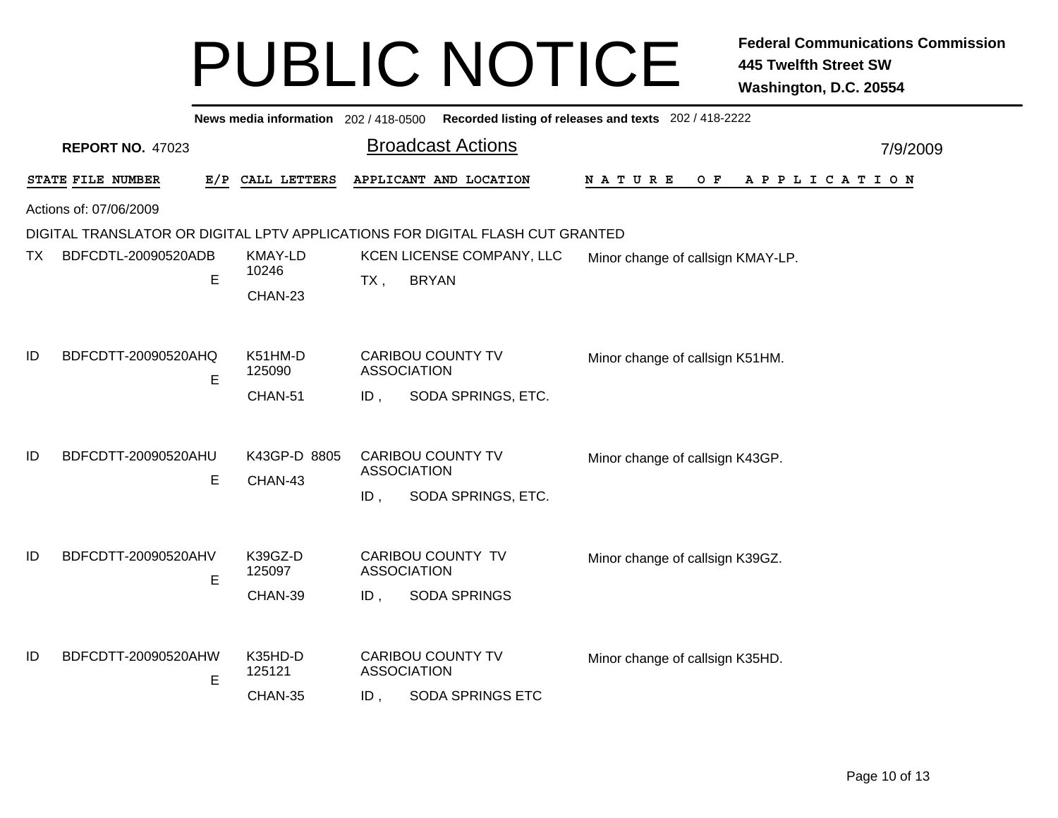# PUBLIC NOTICE

**Federal Communications Commission**
**445 Twelfth Street SW**
**Washington, D.C. 20554**

**News media information** 202 / 418-0500 **Recorded listing of releases and texts** 202 / 418-2222

**REPORT NO.** 47023

## Broadcast Actions

7/9/2009

Actions of: 07/06/2009

DIGITAL TRANSLATOR OR DIGITAL LPTV APPLICATIONS FOR DIGITAL FLASH CUT GRANTED

| STATE | FILE NUMBER | E/P | CALL LETTERS | APPLICANT AND LOCATION | NATURE OF APPLICATION |
|---|---|---|---|---|---|
| TX | BDFCDTL-20090520ADB | E | KMAY-LD 10246 CHAN-23 | KCEN LICENSE COMPANY, LLC TX , BRYAN | Minor change of callsign KMAY-LP. |
| ID | BDFCDTT-20090520AHQ | E | K51HM-D 125090 CHAN-51 | CARIBOU COUNTY TV ASSOCIATION ID , SODA SPRINGS, ETC. | Minor change of callsign K51HM. |
| ID | BDFCDTT-20090520AHU | E | K43GP-D 8805 CHAN-43 | CARIBOU COUNTY TV ASSOCIATION ID , SODA SPRINGS, ETC. | Minor change of callsign K43GP. |
| ID | BDFCDTT-20090520AHV | E | K39GZ-D 125097 CHAN-39 | CARIBOU COUNTY TV ASSOCIATION ID , SODA SPRINGS | Minor change of callsign K39GZ. |
| ID | BDFCDTT-20090520AHW | E | K35HD-D 125121 CHAN-35 | CARIBOU COUNTY TV ASSOCIATION ID , SODA SPRINGS ETC | Minor change of callsign K35HD. |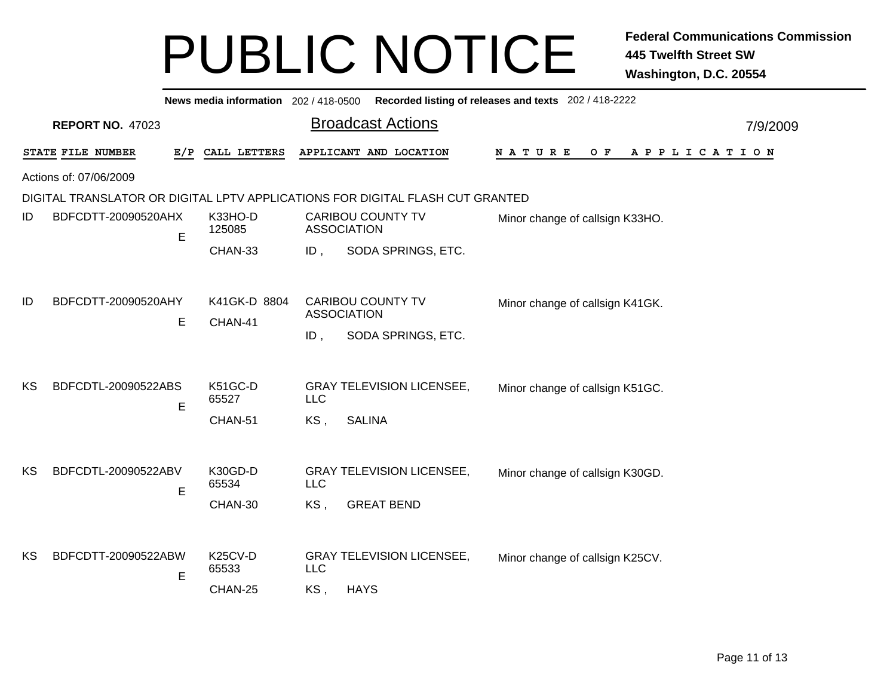# PUBLIC NOTICE

**Federal Communications Commission**
**445 Twelfth Street SW**
**Washington, D.C. 20554**

**News media information** 202 / 418-0500 **Recorded listing of releases and texts** 202 / 418-2222

**REPORT NO.** 47023

## Broadcast Actions

7/9/2009

Actions of: 07/06/2009

DIGITAL TRANSLATOR OR DIGITAL LPTV APPLICATIONS FOR DIGITAL FLASH CUT GRANTED

| STATE | FILE NUMBER | E/P | CALL LETTERS | APPLICANT AND LOCATION | NATURE OF APPLICATION |
|---|---|---|---|---|---|
| ID | BDFCDTT-20090520AHX | E | K33HO-D 125085 CHAN-33 | CARIBOU COUNTY TV ASSOCIATION ID , SODA SPRINGS, ETC. | Minor change of callsign K33HO. |
| ID | BDFCDTT-20090520AHY | E | K41GK-D 8804 CHAN-41 | CARIBOU COUNTY TV ASSOCIATION ID , SODA SPRINGS, ETC. | Minor change of callsign K41GK. |
| KS | BDFCDTL-20090522ABS | E | K51GC-D 65527 CHAN-51 | GRAY TELEVISION LICENSEE, LLC KS , SALINA | Minor change of callsign K51GC. |
| KS | BDFCDTL-20090522ABV | E | K30GD-D 65534 CHAN-30 | GRAY TELEVISION LICENSEE, LLC KS , GREAT BEND | Minor change of callsign K30GD. |
| KS | BDFCDTT-20090522ABW | E | K25CV-D 65533 CHAN-25 | GRAY TELEVISION LICENSEE, LLC KS , HAYS | Minor change of callsign K25CV. |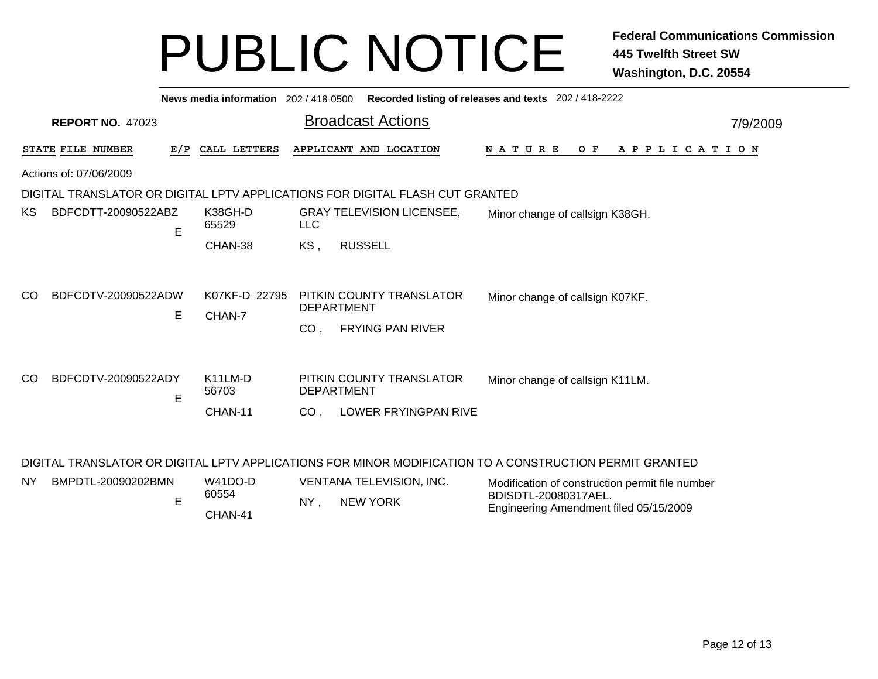# PUBLIC NOTICE

**Federal Communications Commission**
**445 Twelfth Street SW**
**Washington, D.C. 20554**

**News media information** 202 / 418-0500 **Recorded listing of releases and texts** 202 / 418-2222

**REPORT NO.** 47023

## Broadcast Actions

7/9/2009

Actions of: 07/06/2009

### DIGITAL TRANSLATOR OR DIGITAL LPTV APPLICATIONS FOR DIGITAL FLASH CUT GRANTED

| STATE | FILE NUMBER | E/P | CALL LETTERS | APPLICANT AND LOCATION | NATURE OF APPLICATION |
|---|---|---|---|---|---|
| KS | BDFCDTT-20090522ABZ | E | K38GH-D 65529 CHAN-38 | GRAY TELEVISION LICENSEE, LLC KS , RUSSELL | Minor change of callsign K38GH. |
| CO | BDFCDTV-20090522ADW | E | K07KF-D 22795 CHAN-7 | PITKIN COUNTY TRANSLATOR DEPARTMENT CO , FRYING PAN RIVER | Minor change of callsign K07KF. |
| CO | BDFCDTV-20090522ADY | E | K11LM-D 56703 CHAN-11 | PITKIN COUNTY TRANSLATOR DEPARTMENT CO , LOWER FRYINGPAN RIVE | Minor change of callsign K11LM. |

### DIGITAL TRANSLATOR OR DIGITAL LPTV APPLICATIONS FOR MINOR MODIFICATION TO A CONSTRUCTION PERMIT GRANTED

| STATE | FILE NUMBER | E/P | CALL LETTERS | APPLICANT AND LOCATION | NATURE OF APPLICATION |
|---|---|---|---|---|---|
| NY | BMPDTL-20090202BMN | E | W41DO-D 60554 CHAN-41 | VENTANA TELEVISION, INC. NY , NEW YORK | Modification of construction permit file number BDISDTL-20080317AEL. Engineering Amendment filed 05/15/2009 |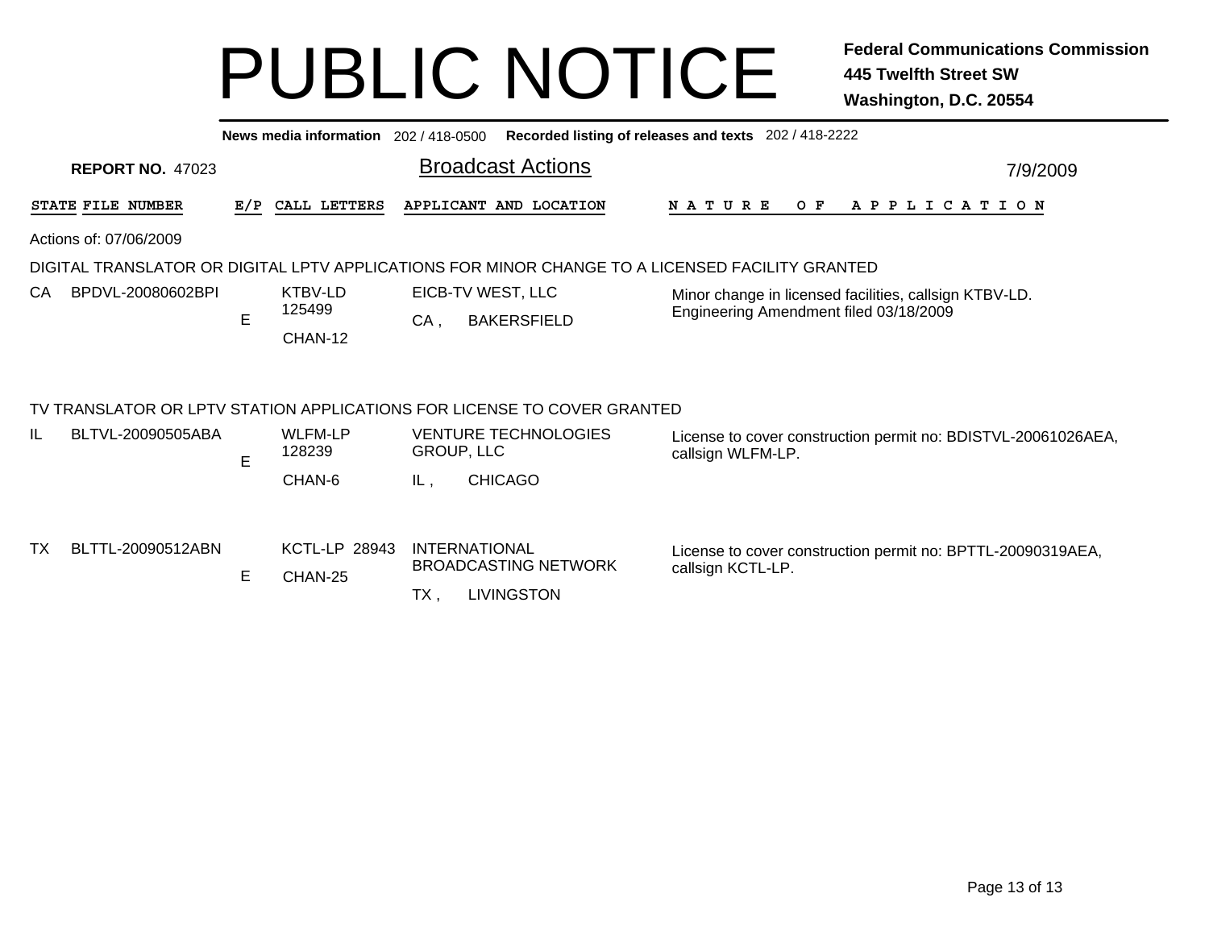# PUBLIC NOTICE

**Federal Communications Commission**
**445 Twelfth Street SW**
**Washington, D.C. 20554**

**News media information** 202 / 418-0500 **Recorded listing of releases and texts** 202 / 418-2222

**REPORT NO.** 47023

## Broadcast Actions

7/9/2009

| STATE | FILE NUMBER | E/P | CALL LETTERS | APPLICANT AND LOCATION | NATURE OF APPLICATION |
|---|---|---|---|---|---|

Actions of: 07/06/2009

DIGITAL TRANSLATOR OR DIGITAL LPTV APPLICATIONS FOR MINOR CHANGE TO A LICENSED FACILITY GRANTED

| STATE | FILE NUMBER | E/P | CALL LETTERS | APPLICANT AND LOCATION | NATURE OF APPLICATION |
|---|---|---|---|---|---|
| CA | BPDVL-20080602BPI | E | KTBV-LD 125499 CHAN-12 | EICB-TV WEST, LLC CA , BAKERSFIELD | Minor change in licensed facilities, callsign KTBV-LD. Engineering Amendment filed 03/18/2009 |

TV TRANSLATOR OR LPTV STATION APPLICATIONS FOR LICENSE TO COVER GRANTED

| STATE | FILE NUMBER | E/P | CALL LETTERS | APPLICANT AND LOCATION | NATURE OF APPLICATION |
|---|---|---|---|---|---|
| IL | BLTVL-20090505ABA | E | WLFM-LP 128239 CHAN-6 | VENTURE TECHNOLOGIES GROUP, LLC IL , CHICAGO | License to cover construction permit no: BDISTVL-20061026AEA, callsign WLFM-LP. |
| TX | BLTTL-20090512ABN | E | KCTL-LP 28943 CHAN-25 | INTERNATIONAL BROADCASTING NETWORK TX , LIVINGSTON | License to cover construction permit no: BPTTL-20090319AEA, callsign KCTL-LP. |